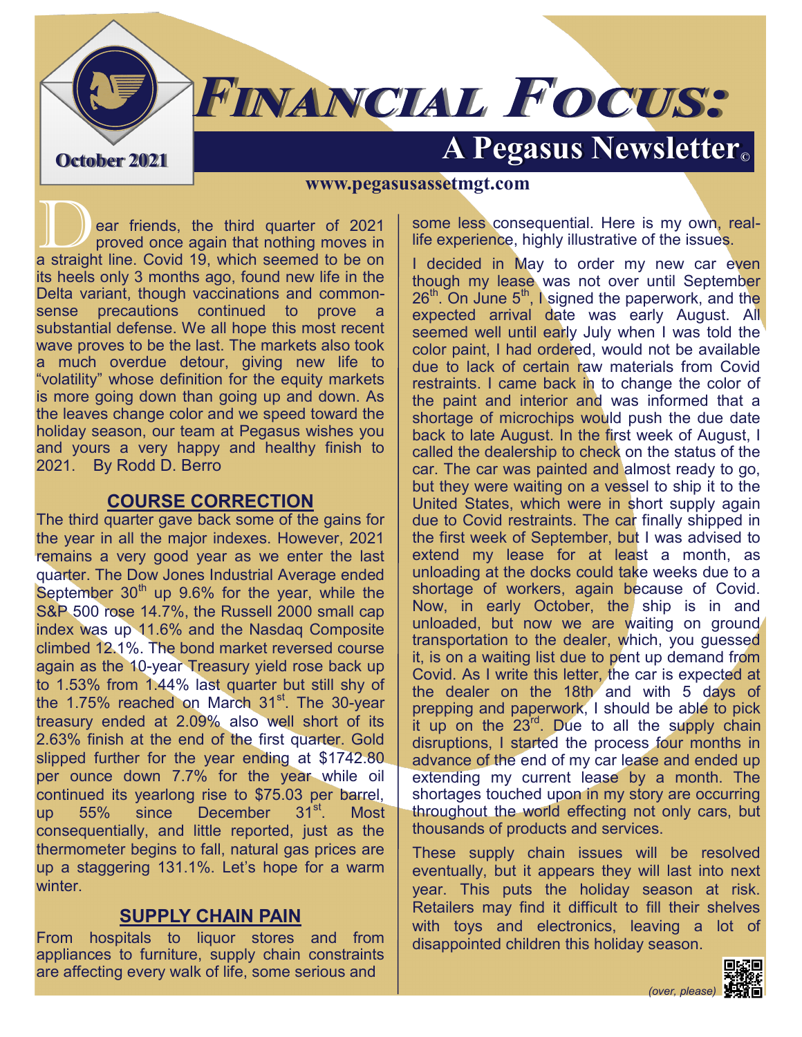# FINANCIAL FOCUS:

## A Pegasus Newsletter©

October 2021

www.pegasusassetmgt.com

Dear friends, the third quarter of 2021 proved once again that nothing moves in a straight line. Covid 19, which seemed to be on its heels only 3 months ago, found new life in the Delta variant, though vaccinations and common-sense precautions continued to prove a substantial defense. We all hope this most recent wave proves to be the last. The markets also took a much overdue detour, giving new life to "volatility" whose definition for the equity markets is more going down than going up and down. As the leaves change color and we speed toward the holiday season, our team at Pegasus wishes you and yours a very happy and healthy finish to 2021. By Rodd D. Berro

### COURSE CORRECTION

The third quarter gave back some of the gains for the year in all the major indexes. However, 2021 remains a very good year as we enter the last quarter. The Dow Jones Industrial Average ended September 30th up 9.6% for the year, while the S&P 500 rose 14.7%, the Russell 2000 small cap index was up 11.6% and the Nasdaq Composite climbed 12.1%. The bond market reversed course again as the 10-year Treasury yield rose back up to 1.53% from 1.44% last quarter but still shy of the 1.75% reached on March 31st. The 30-year treasury ended at 2.09% also well short of its 2.63% finish at the end of the first quarter. Gold slipped further for the year ending at $1742.80 per ounce down 7.7% for the year while oil continued its yearlong rise to $75.03 per barrel, up 55% since December 31st. Most consequentially, and little reported, just as the thermometer begins to fall, natural gas prices are up a staggering 131.1%. Let's hope for a warm winter.

### SUPPLY CHAIN PAIN

From hospitals to liquor stores and from appliances to furniture, supply chain constraints are affecting every walk of life, some serious and some less consequential. Here is my own, real-life experience, highly illustrative of the issues.

I decided in May to order my new car even though my lease was not over until September 26th. On June 5th, I signed the paperwork, and the expected arrival date was early August. All seemed well until early July when I was told the color paint, I had ordered, would not be available due to lack of certain raw materials from Covid restraints. I came back in to change the color of the paint and interior and was informed that a shortage of microchips would push the due date back to late August. In the first week of August, I called the dealership to check on the status of the car. The car was painted and almost ready to go, but they were waiting on a vessel to ship it to the United States, which were in short supply again due to Covid restraints. The car finally shipped in the first week of September, but I was advised to extend my lease for at least a month, as unloading at the docks could take weeks due to a shortage of workers, again because of Covid. Now, in early October, the ship is in and unloaded, but now we are waiting on ground transportation to the dealer, which, you guessed it, is on a waiting list due to pent up demand from Covid. As I write this letter, the car is expected at the dealer on the 18th and with 5 days of prepping and paperwork, I should be able to pick it up on the 23rd. Due to all the supply chain disruptions, I started the process four months in advance of the end of my car lease and ended up extending my current lease by a month. The shortages touched upon in my story are occurring throughout the world effecting not only cars, but thousands of products and services.

These supply chain issues will be resolved eventually, but it appears they will last into next year. This puts the holiday season at risk. Retailers may find it difficult to fill their shelves with toys and electronics, leaving a lot of disappointed children this holiday season.

*(over, please)*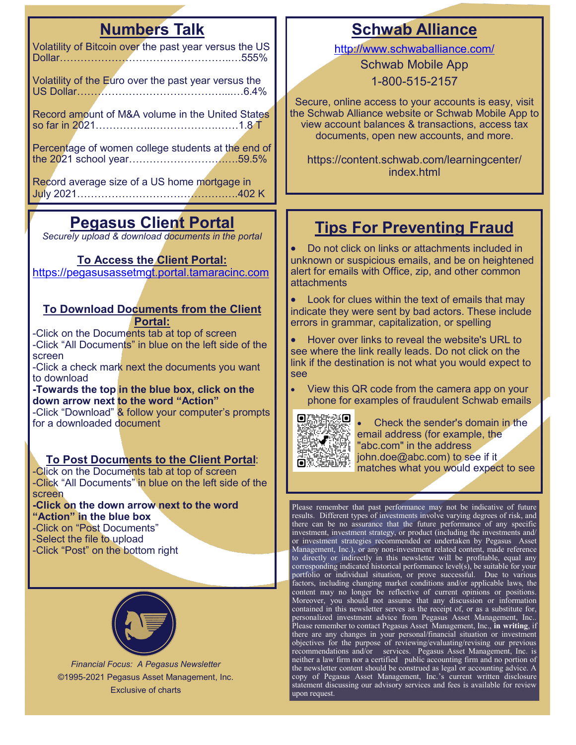## Numbers Talk

Volatility of Bitcoin over the past year versus the US Dollar……………………………………………..….555%

Volatility of the Euro over the past year versus the US Dollar………………………………………...….6.4%

Record amount of M&A volume in the United States so far in 2021…………..……………….……1.8 T

Percentage of women college students at the end of the 2021 school year…………………………..59.5%

Record average size of a US home mortgage in July 2021………………………………………..402 K

## Pegasus Client Portal

*Securely upload & download documents in the portal*

**To Access the Client Portal:**

https://pegasusassetmgt.portal.tamaracinc.com

**To Download Documents from the Client Portal:**

-Click on the Documents tab at top of screen
-Click “All Documents” in blue on the left side of the screen
-Click a check mark next the documents you want to download
**-Towards the top in the blue box, click on the down arrow next to the word “Action”**
-Click “Download” & follow your computer’s prompts for a downloaded document

**To Post Documents to the Client Portal:**

-Click on the Documents tab at top of screen
-Click “All Documents” in blue on the left side of the screen
**-Click on the down arrow next to the word “Action” in the blue box**
-Click on “Post Documents”
-Select the file to upload
-Click “Post” on the bottom right

*Financial Focus: A Pegasus Newsletter*
©1995-2021 Pegasus Asset Management, Inc.
Exclusive of charts

## Schwab Alliance

http://www.schwaballiance.com/
Schwab Mobile App
1-800-515-2157

Secure, online access to your accounts is easy, visit the Schwab Alliance website or Schwab Mobile App to view account balances & transactions, access tax documents, open new accounts, and more.

https://content.schwab.com/learningcenter/index.html

## Tips For Preventing Fraud

- Do not click on links or attachments included in unknown or suspicious emails, and be on heightened alert for emails with Office, zip, and other common attachments
- Look for clues within the text of emails that may indicate they were sent by bad actors. These include errors in grammar, capitalization, or spelling
- Hover over links to reveal the website's URL to see where the link really leads. Do not click on the link if the destination is not what you would expect to see
- View this QR code from the camera app on your phone for examples of fraudulent Schwab emails
- Check the sender's domain in the email address (for example, the "abc.com" in the address john.doe@abc.com) to see if it matches what you would expect to see

Please remember that past performance may not be indicative of future results. Different types of investments involve varying degrees of risk, and there can be no assurance that the future performance of any specific investment, investment strategy, or product (including the investments and/or investment strategies recommended or undertaken by Pegasus Asset Management, Inc.), or any non-investment related content, made reference to directly or indirectly in this newsletter will be profitable, equal any corresponding indicated historical performance level(s), be suitable for your portfolio or individual situation, or prove successful. Due to various factors, including changing market conditions and/or applicable laws, the content may no longer be reflective of current opinions or positions. Moreover, you should not assume that any discussion or information contained in this newsletter serves as the receipt of, or as a substitute for, personalized investment advice from Pegasus Asset Management, Inc.. Please remember to contact Pegasus Asset Management, Inc., **in writing**, if there are any changes in your personal/financial situation or investment objectives for the purpose of reviewing/evaluating/revising our previous recommendations and/or services. Pegasus Asset Management, Inc. is neither a law firm nor a certified public accounting firm and no portion of the newsletter content should be construed as legal or accounting advice. A copy of Pegasus Asset Management, Inc.’s current written disclosure statement discussing our advisory services and fees is available for review upon request.